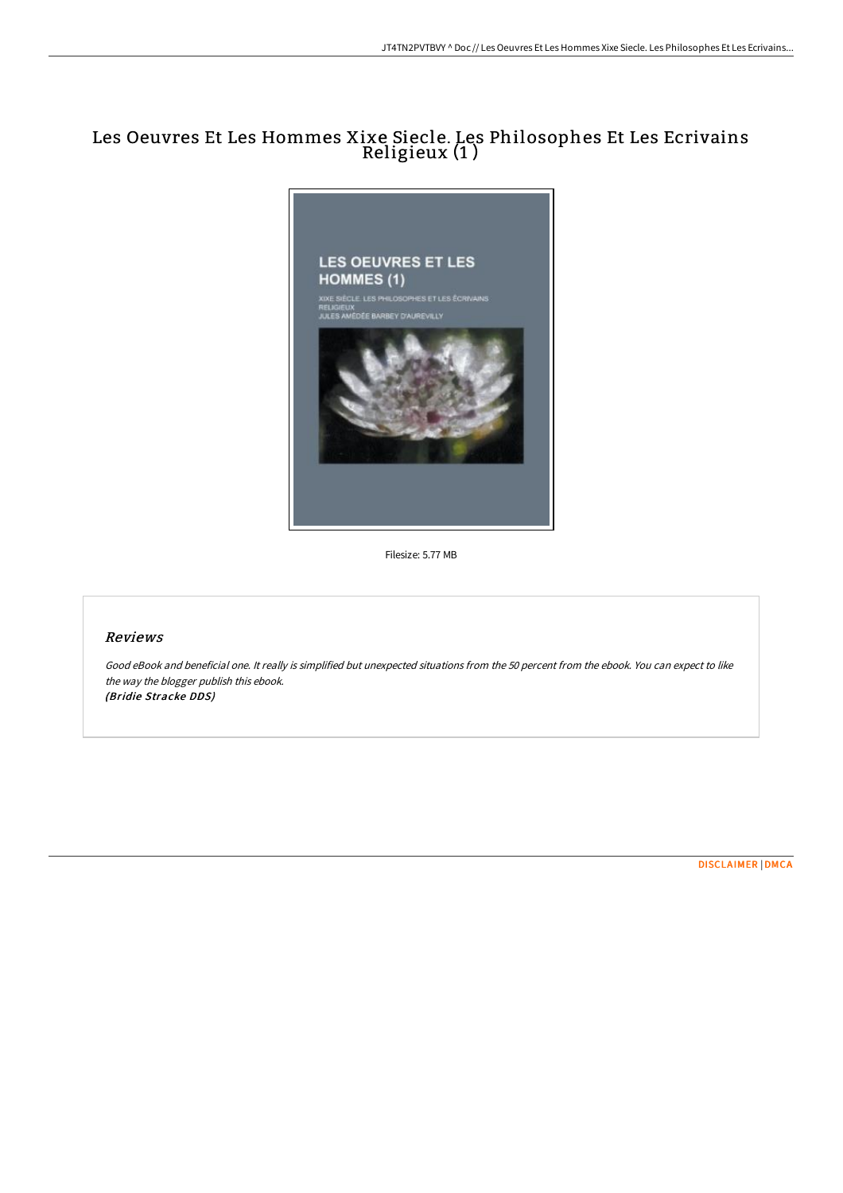# Les Oeuvres Et Les Hommes Xixe Siecle. Les Philosophes Et Les Ecrivains Religieux (1 )

Filesize: 5.77 MB

## *Reviews*

*Good eBook and beneficial one. It really is simplified but unexpected situations from the 50 percent from the ebook. You can expect to like the way the blogger publish this ebook.*
*(Bridie Stracke DDS)*

DISCLAIMER | DMCA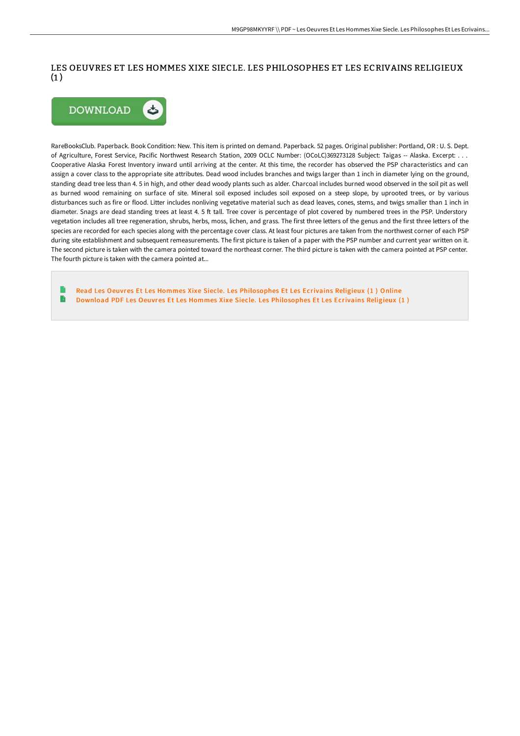# LES OEUVRES ET LES HOMMES XIXE SIECLE. LES PHILOSOPHES ET LES ECRIVAINS RELIGIEUX (1 )

RareBooksClub. Paperback. Book Condition: New. This item is printed on demand. Paperback. 52 pages. Original publisher: Portland, OR : U. S. Dept. of Agriculture, Forest Service, Pacific Northwest Research Station, 2009 OCLC Number: (OCoLC)369273128 Subject: Taigas -- Alaska. Excerpt: . . . Cooperative Alaska Forest Inventory inward until arriving at the center. At this time, the recorder has observed the PSP characteristics and can assign a cover class to the appropriate site attributes. Dead wood includes branches and twigs larger than 1 inch in diameter lying on the ground, standing dead tree less than 4. 5 in high, and other dead woody plants such as alder. Charcoal includes burned wood observed in the soil pit as well as burned wood remaining on surface of site. Mineral soil exposed includes soil exposed on a steep slope, by uprooted trees, or by various disturbances such as fire or flood. Litter includes nonliving vegetative material such as dead leaves, cones, stems, and twigs smaller than 1 inch in diameter. Snags are dead standing trees at least 4. 5 ft tall. Tree cover is percentage of plot covered by numbered trees in the PSP. Understory vegetation includes all tree regeneration, shrubs, herbs, moss, lichen, and grass. The first three letters of the genus and the first three letters of the species are recorded for each species along with the percentage cover class. At least four pictures are taken from the northwest corner of each PSP during site establishment and subsequent remeasurements. The first picture is taken of a paper with the PSP number and current year written on it. The second picture is taken with the camera pointed toward the northeast corner. The third picture is taken with the camera pointed at PSP center. The fourth picture is taken with the camera pointed at...

- Read Les Oeuvres Et Les Hommes Xixe Siecle. Les Philosophes Et Les Ecrivains Religieux (1 ) Online
- Download PDF Les Oeuvres Et Les Hommes Xixe Siecle. Les Philosophes Et Les Ecrivains Religieux (1 )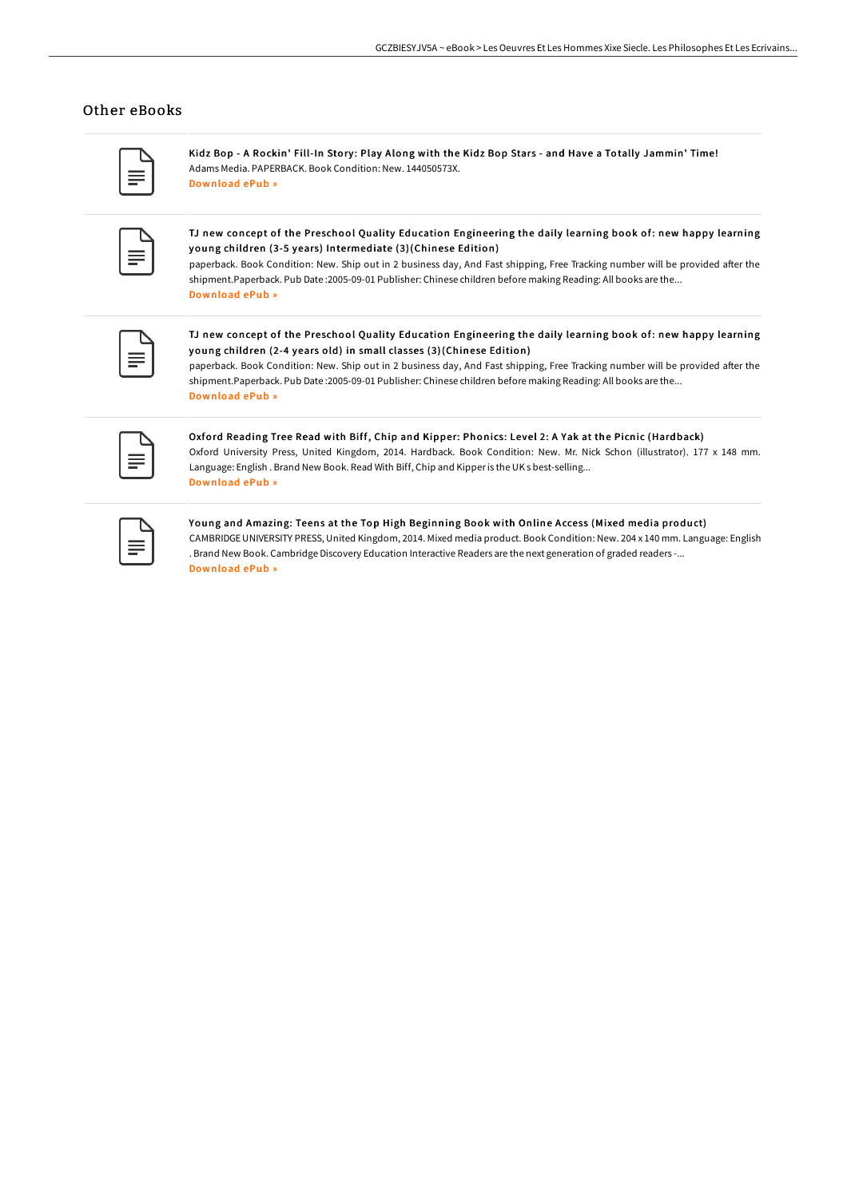## Other eBooks

**Kidz Bop - A Rockin' Fill-In Story: Play Along with the Kidz Bop Stars - and Have a Totally Jammin' Time!**
Adams Media. PAPERBACK. Book Condition: New. 144050573X.
Download ePub »

**TJ new concept of the Preschool Quality Education Engineering the daily learning book of: new happy learning young children (3-5 years) Intermediate (3)(Chinese Edition)**
paperback. Book Condition: New. Ship out in 2 business day, And Fast shipping, Free Tracking number will be provided after the shipment.Paperback. Pub Date :2005-09-01 Publisher: Chinese children before making Reading: All books are the...
Download ePub »

**TJ new concept of the Preschool Quality Education Engineering the daily learning book of: new happy learning young children (2-4 years old) in small classes (3)(Chinese Edition)**
paperback. Book Condition: New. Ship out in 2 business day, And Fast shipping, Free Tracking number will be provided after the shipment.Paperback. Pub Date :2005-09-01 Publisher: Chinese children before making Reading: All books are the...
Download ePub »

**Oxford Reading Tree Read with Biff, Chip and Kipper: Phonics: Level 2: A Yak at the Picnic (Hardback)**
Oxford University Press, United Kingdom, 2014. Hardback. Book Condition: New. Mr. Nick Schon (illustrator). 177 x 148 mm. Language: English . Brand New Book. Read With Biff, Chip and Kipper is the UK s best-selling...
Download ePub »

**Young and Amazing: Teens at the Top High Beginning Book with Online Access (Mixed media product)**
CAMBRIDGE UNIVERSITY PRESS, United Kingdom, 2014. Mixed media product. Book Condition: New. 204 x 140 mm. Language: English . Brand New Book. Cambridge Discovery Education Interactive Readers are the next generation of graded readers -...
Download ePub »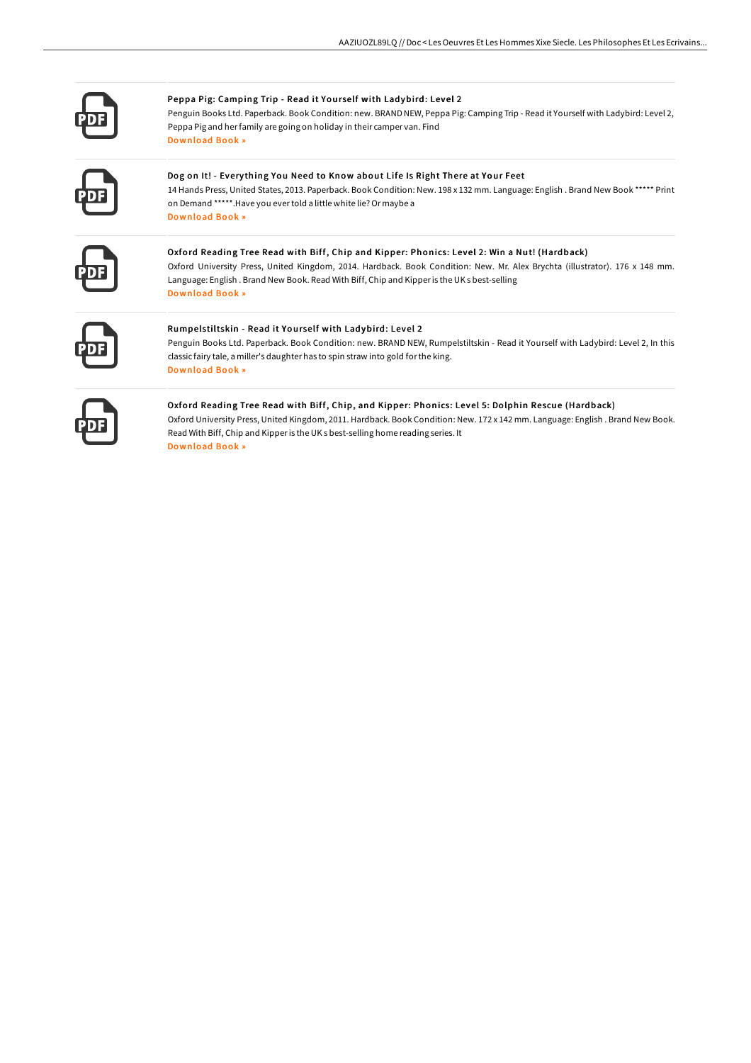### Peppa Pig: Camping Trip - Read it Yourself with Ladybird: Level 2

Penguin Books Ltd. Paperback. Book Condition: new. BRAND NEW, Peppa Pig: Camping Trip - Read it Yourself with Ladybird: Level 2, Peppa Pig and her family are going on holiday in their camper van. Find

Download Book »

### Dog on It! - Everything You Need to Know about Life Is Right There at Your Feet

14 Hands Press, United States, 2013. Paperback. Book Condition: New. 198 x 132 mm. Language: English . Brand New Book ***** Print on Demand *****.Have you ever told a little white lie? Or maybe a

Download Book »

### Oxford Reading Tree Read with Biff, Chip and Kipper: Phonics: Level 2: Win a Nut! (Hardback)

Oxford University Press, United Kingdom, 2014. Hardback. Book Condition: New. Mr. Alex Brychta (illustrator). 176 x 148 mm. Language: English . Brand New Book. Read With Biff, Chip and Kipper is the UK s best-selling

Download Book »

### Rumpelstiltskin - Read it Yourself with Ladybird: Level 2

Penguin Books Ltd. Paperback. Book Condition: new. BRAND NEW, Rumpelstiltskin - Read it Yourself with Ladybird: Level 2, In this classic fairy tale, a miller's daughter has to spin straw into gold for the king.

Download Book »

### Oxford Reading Tree Read with Biff, Chip, and Kipper: Phonics: Level 5: Dolphin Rescue (Hardback)

Oxford University Press, United Kingdom, 2011. Hardback. Book Condition: New. 172 x 142 mm. Language: English . Brand New Book. Read With Biff, Chip and Kipper is the UK s best-selling home reading series. It

Download Book »